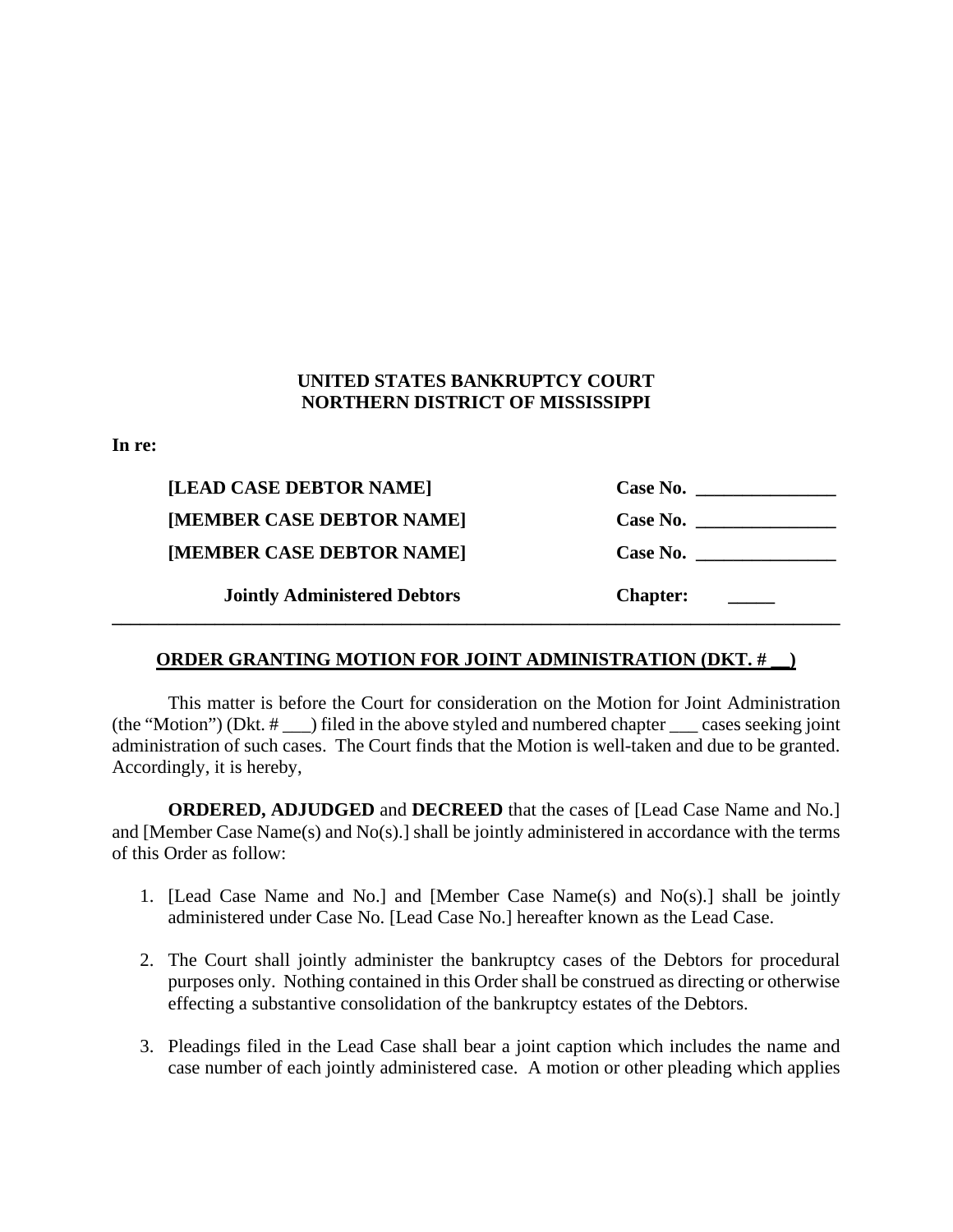**UNITED STATES BANKRUPTCY COURT**
**NORTHERN DISTRICT OF MISSISSIPPI**

**In re:**

| | |
|---|---|
| **[LEAD CASE DEBTOR NAME]** | **Case No. _______________** |
| **[MEMBER CASE DEBTOR NAME]** | **Case No. _______________** |
| **[MEMBER CASE DEBTOR NAME]** | **Case No. _______________** |
| **Jointly Administered Debtors** | **Chapter: _____** |

---

**ORDER GRANTING MOTION FOR JOINT ADMINISTRATION (DKT. # __)**

This matter is before the Court for consideration on the Motion for Joint Administration (the "Motion") (Dkt. # ___) filed in the above styled and numbered chapter ___ cases seeking joint administration of such cases. The Court finds that the Motion is well-taken and due to be granted. Accordingly, it is hereby,

**ORDERED, ADJUDGED** and **DECREED** that the cases of [Lead Case Name and No.] and [Member Case Name(s) and No(s).] shall be jointly administered in accordance with the terms of this Order as follow:

1. [Lead Case Name and No.] and [Member Case Name(s) and No(s).] shall be jointly administered under Case No. [Lead Case No.] hereafter known as the Lead Case.

2. The Court shall jointly administer the bankruptcy cases of the Debtors for procedural purposes only. Nothing contained in this Order shall be construed as directing or otherwise effecting a substantive consolidation of the bankruptcy estates of the Debtors.

3. Pleadings filed in the Lead Case shall bear a joint caption which includes the name and case number of each jointly administered case. A motion or other pleading which applies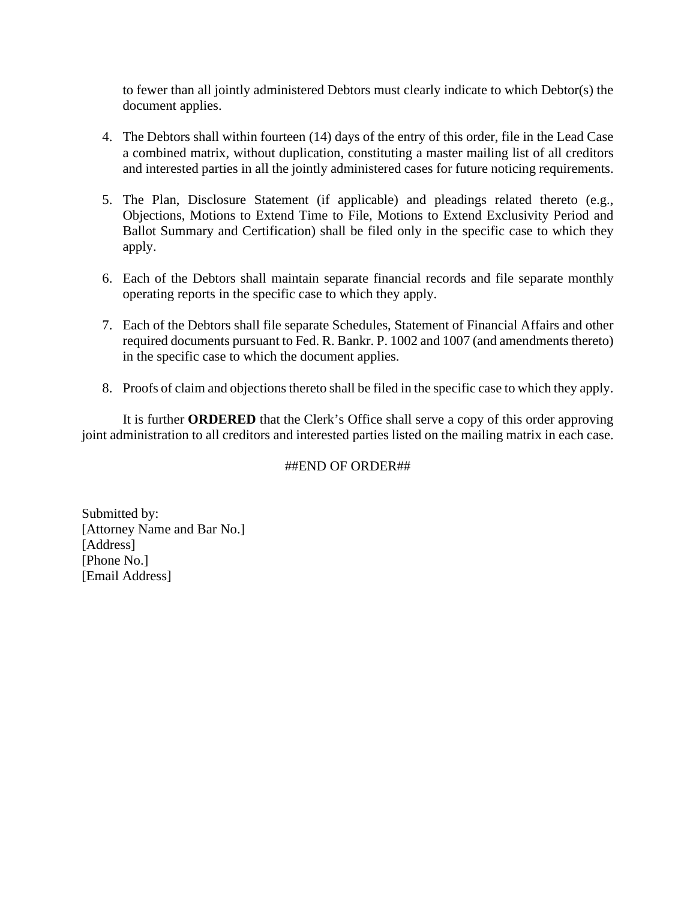to fewer than all jointly administered Debtors must clearly indicate to which Debtor(s) the document applies.

4. The Debtors shall within fourteen (14) days of the entry of this order, file in the Lead Case a combined matrix, without duplication, constituting a master mailing list of all creditors and interested parties in all the jointly administered cases for future noticing requirements.

5. The Plan, Disclosure Statement (if applicable) and pleadings related thereto (e.g., Objections, Motions to Extend Time to File, Motions to Extend Exclusivity Period and Ballot Summary and Certification) shall be filed only in the specific case to which they apply.

6. Each of the Debtors shall maintain separate financial records and file separate monthly operating reports in the specific case to which they apply.

7. Each of the Debtors shall file separate Schedules, Statement of Financial Affairs and other required documents pursuant to Fed. R. Bankr. P. 1002 and 1007 (and amendments thereto) in the specific case to which the document applies.

8. Proofs of claim and objections thereto shall be filed in the specific case to which they apply.

It is further **ORDERED** that the Clerk's Office shall serve a copy of this order approving joint administration to all creditors and interested parties listed on the mailing matrix in each case.

##END OF ORDER##

Submitted by:
[Attorney Name and Bar No.]
[Address]
[Phone No.]
[Email Address]